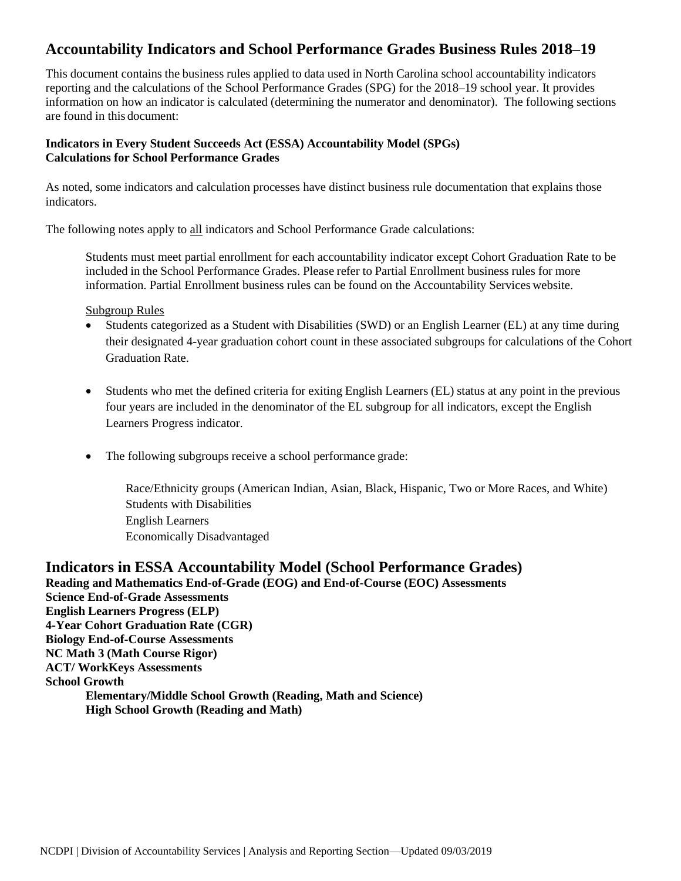# Accountability Indicators and School Performance Grades Business Rules 2018–19

This document contains the business rules applied to data used in North Carolina school accountability indicators reporting and the calculations of the School Performance Grades (SPG) for the 2018–19 school year. It provides information on how an indicator is calculated (determining the numerator and denominator). The following sections are found in this document:

**Indicators in Every Student Succeeds Act (ESSA) Accountability Model (SPGs)**
**Calculations for School Performance Grades**

As noted, some indicators and calculation processes have distinct business rule documentation that explains those indicators.

The following notes apply to all indicators and School Performance Grade calculations:

Students must meet partial enrollment for each accountability indicator except Cohort Graduation Rate to be included in the School Performance Grades. Please refer to Partial Enrollment business rules for more information. Partial Enrollment business rules can be found on the Accountability Services website.

Subgroup Rules

- Students categorized as a Student with Disabilities (SWD) or an English Learner (EL) at any time during their designated 4-year graduation cohort count in these associated subgroups for calculations of the Cohort Graduation Rate.
- Students who met the defined criteria for exiting English Learners (EL) status at any point in the previous four years are included in the denominator of the EL subgroup for all indicators, except the English Learners Progress indicator.
- The following subgroups receive a school performance grade:

  Race/Ethnicity groups (American Indian, Asian, Black, Hispanic, Two or More Races, and White)
  Students with Disabilities
  English Learners
  Economically Disadvantaged

## Indicators in ESSA Accountability Model (School Performance Grades)

**Reading and Mathematics End-of-Grade (EOG) and End-of-Course (EOC) Assessments**
**Science End-of-Grade Assessments**
**English Learners Progress (ELP)**
**4-Year Cohort Graduation Rate (CGR)**
**Biology End-of-Course Assessments**
**NC Math 3 (Math Course Rigor)**
**ACT/ WorkKeys Assessments**
**School Growth**

- **Elementary/Middle School Growth (Reading, Math and Science)**
- **High School Growth (Reading and Math)**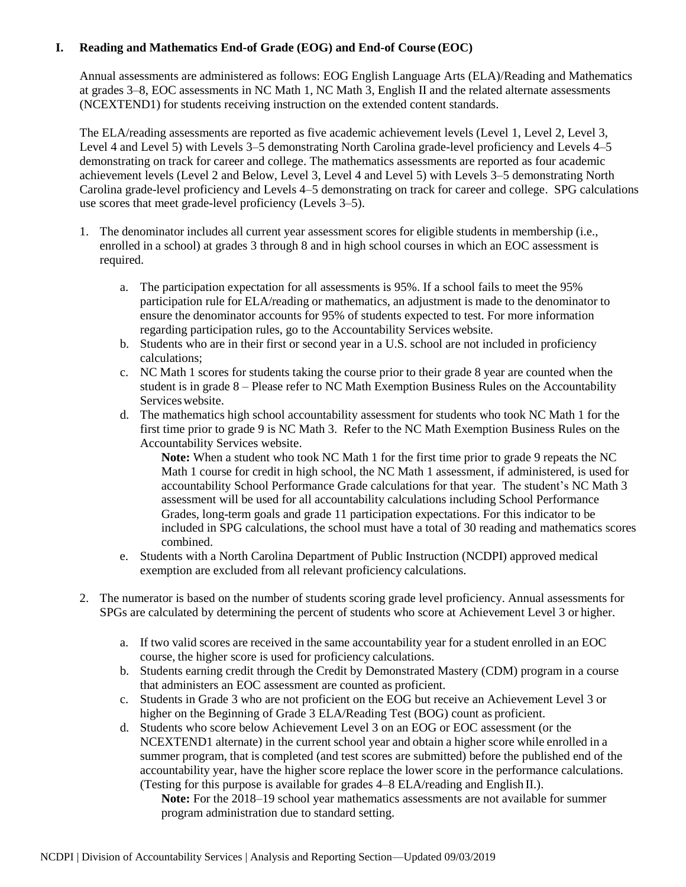## I. Reading and Mathematics End-of Grade (EOG) and End-of Course (EOC)

Annual assessments are administered as follows: EOG English Language Arts (ELA)/Reading and Mathematics at grades 3–8, EOC assessments in NC Math 1, NC Math 3, English II and the related alternate assessments (NCEXTEND1) for students receiving instruction on the extended content standards.

The ELA/reading assessments are reported as five academic achievement levels (Level 1, Level 2, Level 3, Level 4 and Level 5) with Levels 3–5 demonstrating North Carolina grade-level proficiency and Levels 4–5 demonstrating on track for career and college. The mathematics assessments are reported as four academic achievement levels (Level 2 and Below, Level 3, Level 4 and Level 5) with Levels 3–5 demonstrating North Carolina grade-level proficiency and Levels 4–5 demonstrating on track for career and college. SPG calculations use scores that meet grade-level proficiency (Levels 3–5).

1. The denominator includes all current year assessment scores for eligible students in membership (i.e., enrolled in a school) at grades 3 through 8 and in high school courses in which an EOC assessment is required.
   a. The participation expectation for all assessments is 95%. If a school fails to meet the 95% participation rule for ELA/reading or mathematics, an adjustment is made to the denominator to ensure the denominator accounts for 95% of students expected to test. For more information regarding participation rules, go to the Accountability Services website.
   b. Students who are in their first or second year in a U.S. school are not included in proficiency calculations;
   c. NC Math 1 scores for students taking the course prior to their grade 8 year are counted when the student is in grade 8 – Please refer to NC Math Exemption Business Rules on the Accountability Services website.
   d. The mathematics high school accountability assessment for students who took NC Math 1 for the first time prior to grade 9 is NC Math 3. Refer to the NC Math Exemption Business Rules on the Accountability Services website.

      **Note:** When a student who took NC Math 1 for the first time prior to grade 9 repeats the NC Math 1 course for credit in high school, the NC Math 1 assessment, if administered, is used for accountability School Performance Grade calculations for that year. The student's NC Math 3 assessment will be used for all accountability calculations including School Performance Grades, long-term goals and grade 11 participation expectations. For this indicator to be included in SPG calculations, the school must have a total of 30 reading and mathematics scores combined.
   e. Students with a North Carolina Department of Public Instruction (NCDPI) approved medical exemption are excluded from all relevant proficiency calculations.
2. The numerator is based on the number of students scoring grade level proficiency. Annual assessments for SPGs are calculated by determining the percent of students who score at Achievement Level 3 or higher.
   a. If two valid scores are received in the same accountability year for a student enrolled in an EOC course, the higher score is used for proficiency calculations.
   b. Students earning credit through the Credit by Demonstrated Mastery (CDM) program in a course that administers an EOC assessment are counted as proficient.
   c. Students in Grade 3 who are not proficient on the EOG but receive an Achievement Level 3 or higher on the Beginning of Grade 3 ELA/Reading Test (BOG) count as proficient.
   d. Students who score below Achievement Level 3 on an EOG or EOC assessment (or the NCEXTEND1 alternate) in the current school year and obtain a higher score while enrolled in a summer program, that is completed (and test scores are submitted) before the published end of the accountability year, have the higher score replace the lower score in the performance calculations. (Testing for this purpose is available for grades 4–8 ELA/reading and English II.).

      **Note:** For the 2018–19 school year mathematics assessments are not available for summer program administration due to standard setting.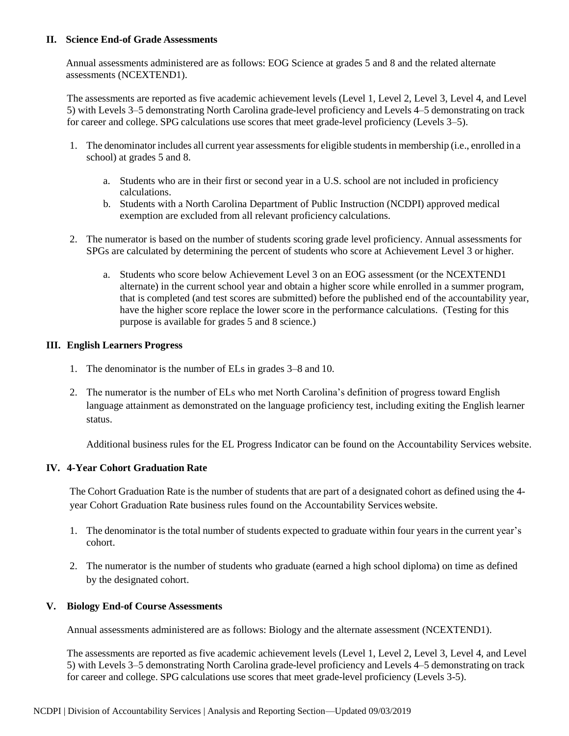## II. Science End-of Grade Assessments

Annual assessments administered are as follows: EOG Science at grades 5 and 8 and the related alternate assessments (NCEXTEND1).

The assessments are reported as five academic achievement levels (Level 1, Level 2, Level 3, Level 4, and Level 5) with Levels 3–5 demonstrating North Carolina grade-level proficiency and Levels 4–5 demonstrating on track for career and college. SPG calculations use scores that meet grade-level proficiency (Levels 3–5).

1. The denominator includes all current year assessments for eligible students in membership (i.e., enrolled in a school) at grades 5 and 8.
   a. Students who are in their first or second year in a U.S. school are not included in proficiency calculations.
   b. Students with a North Carolina Department of Public Instruction (NCDPI) approved medical exemption are excluded from all relevant proficiency calculations.
2. The numerator is based on the number of students scoring grade level proficiency. Annual assessments for SPGs are calculated by determining the percent of students who score at Achievement Level 3 or higher.
   a. Students who score below Achievement Level 3 on an EOG assessment (or the NCEXTEND1 alternate) in the current school year and obtain a higher score while enrolled in a summer program, that is completed (and test scores are submitted) before the published end of the accountability year, have the higher score replace the lower score in the performance calculations. (Testing for this purpose is available for grades 5 and 8 science.)

## III. English Learners Progress

1. The denominator is the number of ELs in grades 3–8 and 10.
2. The numerator is the number of ELs who met North Carolina's definition of progress toward English language attainment as demonstrated on the language proficiency test, including exiting the English learner status.

   Additional business rules for the EL Progress Indicator can be found on the Accountability Services website.

## IV. 4-Year Cohort Graduation Rate

The Cohort Graduation Rate is the number of students that are part of a designated cohort as defined using the 4-year Cohort Graduation Rate business rules found on the Accountability Services website.

1. The denominator is the total number of students expected to graduate within four years in the current year's cohort.
2. The numerator is the number of students who graduate (earned a high school diploma) on time as defined by the designated cohort.

## V. Biology End-of Course Assessments

Annual assessments administered are as follows: Biology and the alternate assessment (NCEXTEND1).

The assessments are reported as five academic achievement levels (Level 1, Level 2, Level 3, Level 4, and Level 5) with Levels 3–5 demonstrating North Carolina grade-level proficiency and Levels 4–5 demonstrating on track for career and college. SPG calculations use scores that meet grade-level proficiency (Levels 3-5).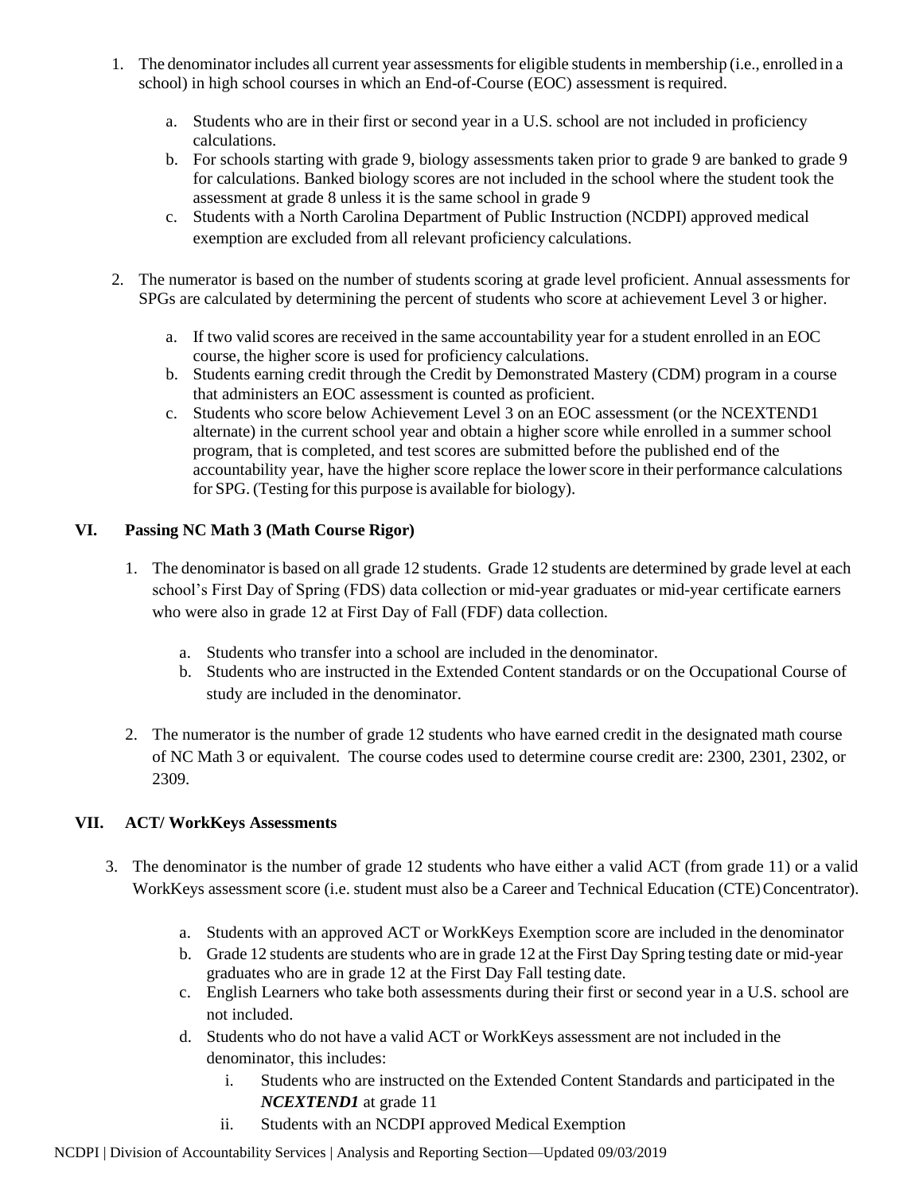1. The denominator includes all current year assessments for eligible students in membership (i.e., enrolled in a school) in high school courses in which an End-of-Course (EOC) assessment is required.

    a. Students who are in their first or second year in a U.S. school are not included in proficiency calculations.
    b. For schools starting with grade 9, biology assessments taken prior to grade 9 are banked to grade 9 for calculations. Banked biology scores are not included in the school where the student took the assessment at grade 8 unless it is the same school in grade 9
    c. Students with a North Carolina Department of Public Instruction (NCDPI) approved medical exemption are excluded from all relevant proficiency calculations.

2. The numerator is based on the number of students scoring at grade level proficient. Annual assessments for SPGs are calculated by determining the percent of students who score at achievement Level 3 or higher.

    a. If two valid scores are received in the same accountability year for a student enrolled in an EOC course, the higher score is used for proficiency calculations.
    b. Students earning credit through the Credit by Demonstrated Mastery (CDM) program in a course that administers an EOC assessment is counted as proficient.
    c. Students who score below Achievement Level 3 on an EOC assessment (or the NCEXTEND1 alternate) in the current school year and obtain a higher score while enrolled in a summer school program, that is completed, and test scores are submitted before the published end of the accountability year, have the higher score replace the lower score in their performance calculations for SPG. (Testing for this purpose is available for biology).

## VI. Passing NC Math 3 (Math Course Rigor)

1. The denominator is based on all grade 12 students. Grade 12 students are determined by grade level at each school's First Day of Spring (FDS) data collection or mid-year graduates or mid-year certificate earners who were also in grade 12 at First Day of Fall (FDF) data collection.

    a. Students who transfer into a school are included in the denominator.
    b. Students who are instructed in the Extended Content standards or on the Occupational Course of study are included in the denominator.

2. The numerator is the number of grade 12 students who have earned credit in the designated math course of NC Math 3 or equivalent. The course codes used to determine course credit are: 2300, 2301, 2302, or 2309.

## VII. ACT/ WorkKeys Assessments

3. The denominator is the number of grade 12 students who have either a valid ACT (from grade 11) or a valid WorkKeys assessment score (i.e. student must also be a Career and Technical Education (CTE) Concentrator).

    a. Students with an approved ACT or WorkKeys Exemption score are included in the denominator
    b. Grade 12 students are students who are in grade 12 at the First Day Spring testing date or mid-year graduates who are in grade 12 at the First Day Fall testing date.
    c. English Learners who take both assessments during their first or second year in a U.S. school are not included.
    d. Students who do not have a valid ACT or WorkKeys assessment are not included in the denominator, this includes:
        i. Students who are instructed on the Extended Content Standards and participated in the ***NCEXTEND1*** at grade 11
        ii. Students with an NCDPI approved Medical Exemption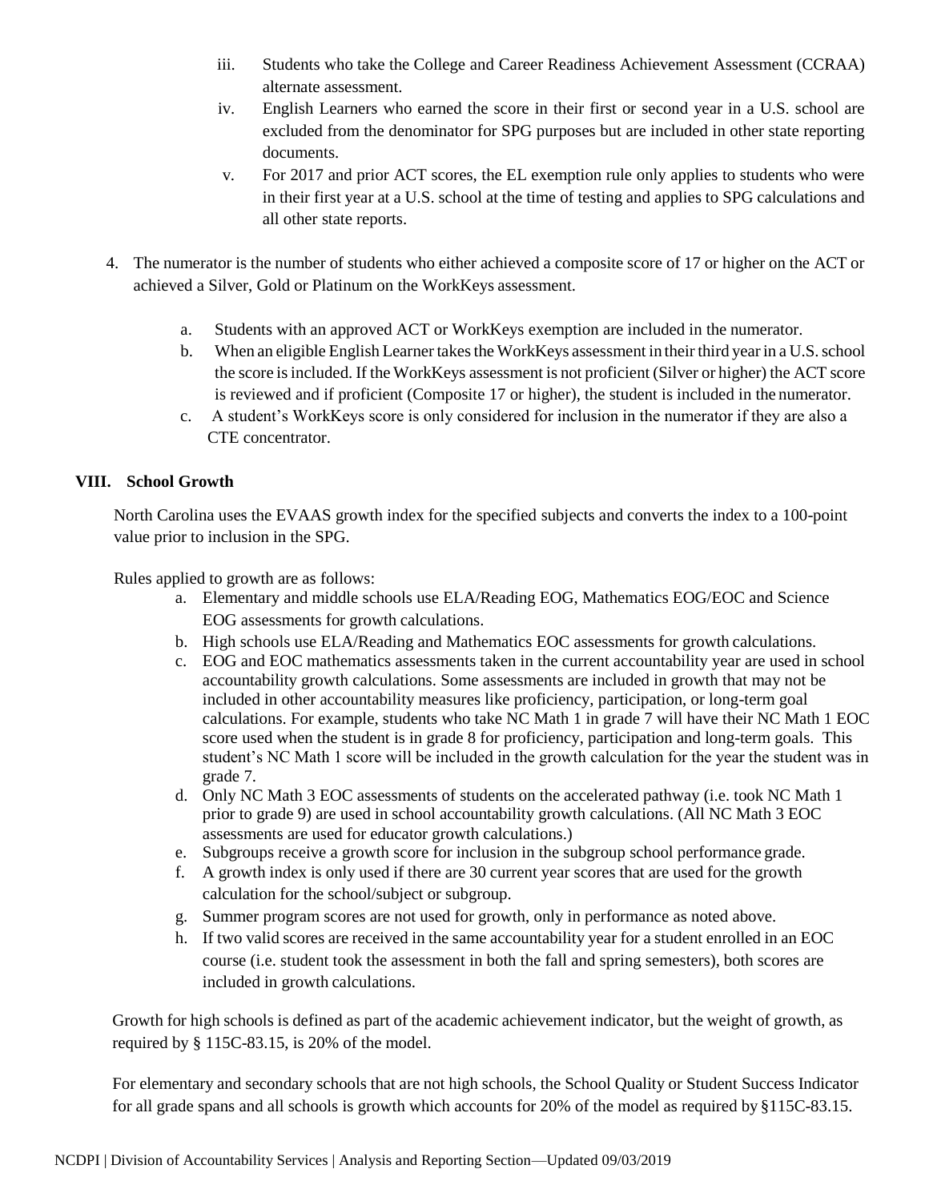iii. Students who take the College and Career Readiness Achievement Assessment (CCRAA) alternate assessment.

iv. English Learners who earned the score in their first or second year in a U.S. school are excluded from the denominator for SPG purposes but are included in other state reporting documents.

v. For 2017 and prior ACT scores, the EL exemption rule only applies to students who were in their first year at a U.S. school at the time of testing and applies to SPG calculations and all other state reports.

4. The numerator is the number of students who either achieved a composite score of 17 or higher on the ACT or achieved a Silver, Gold or Platinum on the WorkKeys assessment.

   a. Students with an approved ACT or WorkKeys exemption are included in the numerator.
   b. When an eligible English Learner takes the WorkKeys assessment in their third year in a U.S. school the score is included. If the WorkKeys assessment is not proficient (Silver or higher) the ACT score is reviewed and if proficient (Composite 17 or higher), the student is included in the numerator.
   c. A student's WorkKeys score is only considered for inclusion in the numerator if they are also a CTE concentrator.

## VIII. School Growth

North Carolina uses the EVAAS growth index for the specified subjects and converts the index to a 100-point value prior to inclusion in the SPG.

Rules applied to growth are as follows:

a. Elementary and middle schools use ELA/Reading EOG, Mathematics EOG/EOC and Science EOG assessments for growth calculations.
b. High schools use ELA/Reading and Mathematics EOC assessments for growth calculations.
c. EOG and EOC mathematics assessments taken in the current accountability year are used in school accountability growth calculations. Some assessments are included in growth that may not be included in other accountability measures like proficiency, participation, or long-term goal calculations. For example, students who take NC Math 1 in grade 7 will have their NC Math 1 EOC score used when the student is in grade 8 for proficiency, participation and long-term goals. This student's NC Math 1 score will be included in the growth calculation for the year the student was in grade 7.
d. Only NC Math 3 EOC assessments of students on the accelerated pathway (i.e. took NC Math 1 prior to grade 9) are used in school accountability growth calculations. (All NC Math 3 EOC assessments are used for educator growth calculations.)
e. Subgroups receive a growth score for inclusion in the subgroup school performance grade.
f. A growth index is only used if there are 30 current year scores that are used for the growth calculation for the school/subject or subgroup.
g. Summer program scores are not used for growth, only in performance as noted above.
h. If two valid scores are received in the same accountability year for a student enrolled in an EOC course (i.e. student took the assessment in both the fall and spring semesters), both scores are included in growth calculations.

Growth for high schools is defined as part of the academic achievement indicator, but the weight of growth, as required by § 115C-83.15, is 20% of the model.

For elementary and secondary schools that are not high schools, the School Quality or Student Success Indicator for all grade spans and all schools is growth which accounts for 20% of the model as required by §115C-83.15.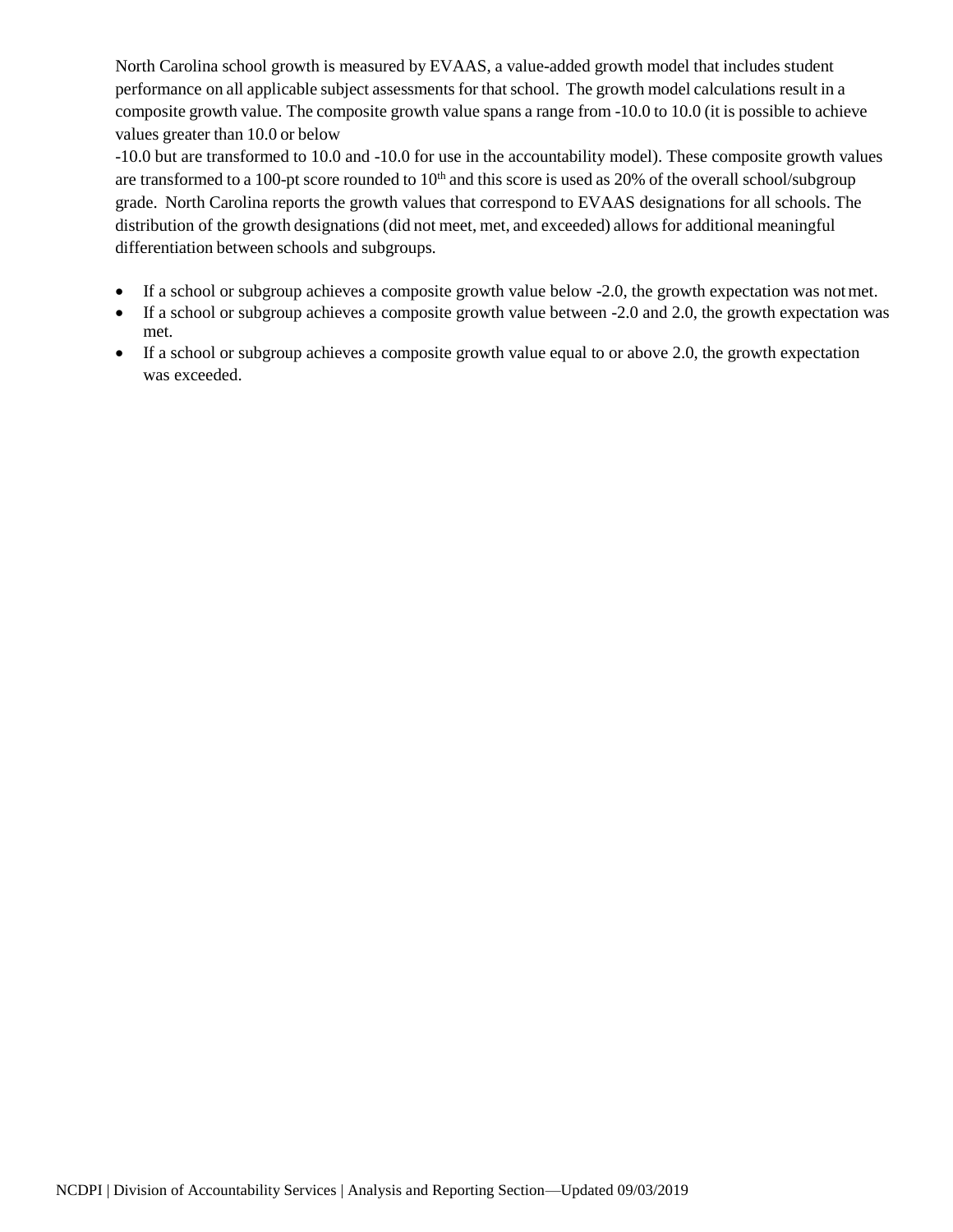North Carolina school growth is measured by EVAAS, a value-added growth model that includes student performance on all applicable subject assessments for that school. The growth model calculations result in a composite growth value. The composite growth value spans a range from -10.0 to 10.0 (it is possible to achieve values greater than 10.0 or below -10.0 but are transformed to 10.0 and -10.0 for use in the accountability model). These composite growth values are transformed to a 100-pt score rounded to 10th and this score is used as 20% of the overall school/subgroup grade. North Carolina reports the growth values that correspond to EVAAS designations for all schools. The distribution of the growth designations (did not meet, met, and exceeded) allows for additional meaningful differentiation between schools and subgroups.

- If a school or subgroup achieves a composite growth value below -2.0, the growth expectation was not met.
- If a school or subgroup achieves a composite growth value between -2.0 and 2.0, the growth expectation was met.
- If a school or subgroup achieves a composite growth value equal to or above 2.0, the growth expectation was exceeded.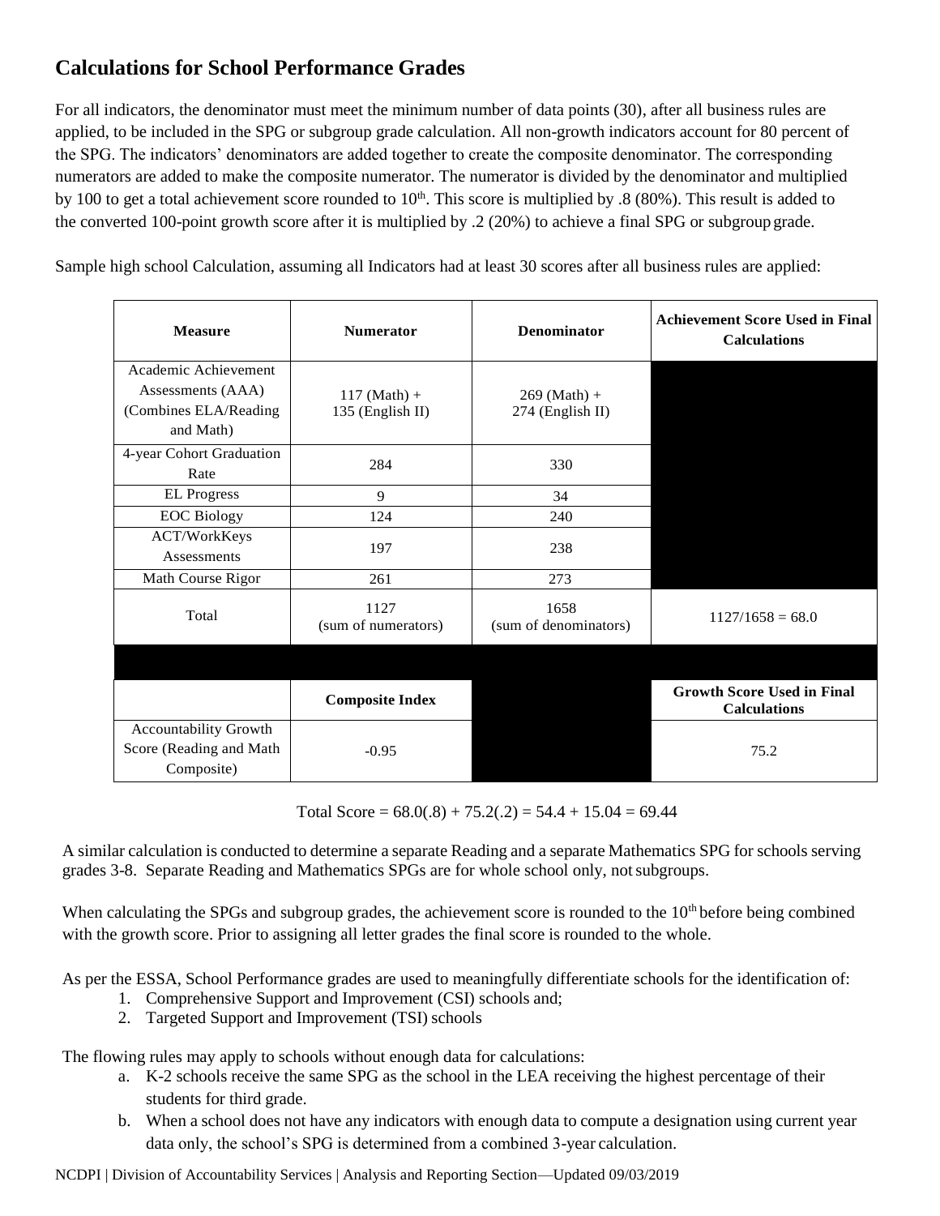## Calculations for School Performance Grades

For all indicators, the denominator must meet the minimum number of data points (30), after all business rules are applied, to be included in the SPG or subgroup grade calculation. All non-growth indicators account for 80 percent of the SPG. The indicators' denominators are added together to create the composite denominator. The corresponding numerators are added to make the composite numerator. The numerator is divided by the denominator and multiplied by 100 to get a total achievement score rounded to 10th. This score is multiplied by .8 (80%). This result is added to the converted 100-point growth score after it is multiplied by .2 (20%) to achieve a final SPG or subgroup grade.

Sample high school Calculation, assuming all Indicators had at least 30 scores after all business rules are applied:

| Measure | Numerator | Denominator | Achievement Score Used in Final Calculations |
|---|---|---|---|
| Academic Achievement Assessments (AAA) (Combines ELA/Reading and Math) | 117 (Math) + 135 (English II) | 269 (Math) + 274 (English II) | |
| 4-year Cohort Graduation Rate | 284 | 330 | |
| EL Progress | 9 | 34 | |
| EOC Biology | 124 | 240 | |
| ACT/WorkKeys Assessments | 197 | 238 | |
| Math Course Rigor | 261 | 273 | |
| Total | 1127 (sum of numerators) | 1658 (sum of denominators) | 1127/1658 = 68.0 |
| | | | |
| | **Composite Index** | | **Growth Score Used in Final Calculations** |
| Accountability Growth Score (Reading and Math Composite) | -0.95 | | 75.2 |

Total Score = 68.0(.8) + 75.2(.2) = 54.4 + 15.04 = 69.44

A similar calculation is conducted to determine a separate Reading and a separate Mathematics SPG for schools serving grades 3-8. Separate Reading and Mathematics SPGs are for whole school only, not subgroups.

When calculating the SPGs and subgroup grades, the achievement score is rounded to the 10th before being combined with the growth score. Prior to assigning all letter grades the final score is rounded to the whole.

As per the ESSA, School Performance grades are used to meaningfully differentiate schools for the identification of:

1. Comprehensive Support and Improvement (CSI) schools and;
2. Targeted Support and Improvement (TSI) schools

The flowing rules may apply to schools without enough data for calculations:

a. K-2 schools receive the same SPG as the school in the LEA receiving the highest percentage of their students for third grade.
b. When a school does not have any indicators with enough data to compute a designation using current year data only, the school's SPG is determined from a combined 3-year calculation.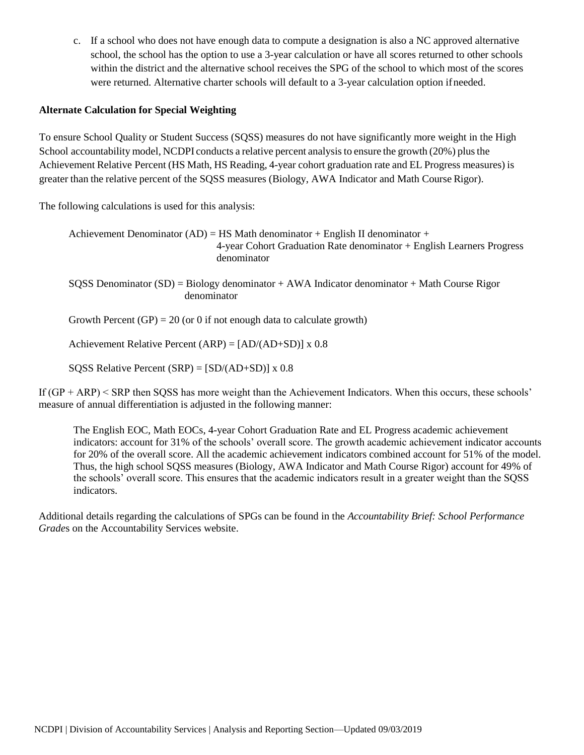c. If a school who does not have enough data to compute a designation is also a NC approved alternative school, the school has the option to use a 3-year calculation or have all scores returned to other schools within the district and the alternative school receives the SPG of the school to which most of the scores were returned. Alternative charter schools will default to a 3-year calculation option if needed.

**Alternate Calculation for Special Weighting**

To ensure School Quality or Student Success (SQSS) measures do not have significantly more weight in the High School accountability model, NCDPI conducts a relative percent analysis to ensure the growth (20%) plus the Achievement Relative Percent (HS Math, HS Reading, 4-year cohort graduation rate and EL Progress measures) is greater than the relative percent of the SQSS measures (Biology, AWA Indicator and Math Course Rigor).

The following calculations is used for this analysis:

> Achievement Denominator (AD) = HS Math denominator + English II denominator + 4-year Cohort Graduation Rate denominator + English Learners Progress denominator
>
> SQSS Denominator (SD) = Biology denominator + AWA Indicator denominator + Math Course Rigor denominator
>
> Growth Percent (GP) = 20 (or 0 if not enough data to calculate growth)
>
> Achievement Relative Percent (ARP) = $[AD/(AD+SD)] \times 0.8$
>
> SQSS Relative Percent (SRP) = $[SD/(AD+SD)] \times 0.8$

If $(GP + ARP) < SRP$ then SQSS has more weight than the Achievement Indicators. When this occurs, these schools' measure of annual differentiation is adjusted in the following manner:

> The English EOC, Math EOCs, 4-year Cohort Graduation Rate and EL Progress academic achievement indicators: account for 31% of the schools' overall score. The growth academic achievement indicator accounts for 20% of the overall score. All the academic achievement indicators combined account for 51% of the model. Thus, the high school SQSS measures (Biology, AWA Indicator and Math Course Rigor) account for 49% of the schools' overall score. This ensures that the academic indicators result in a greater weight than the SQSS indicators.

Additional details regarding the calculations of SPGs can be found in the *Accountability Brief: School Performance Grade*s on the Accountability Services website.